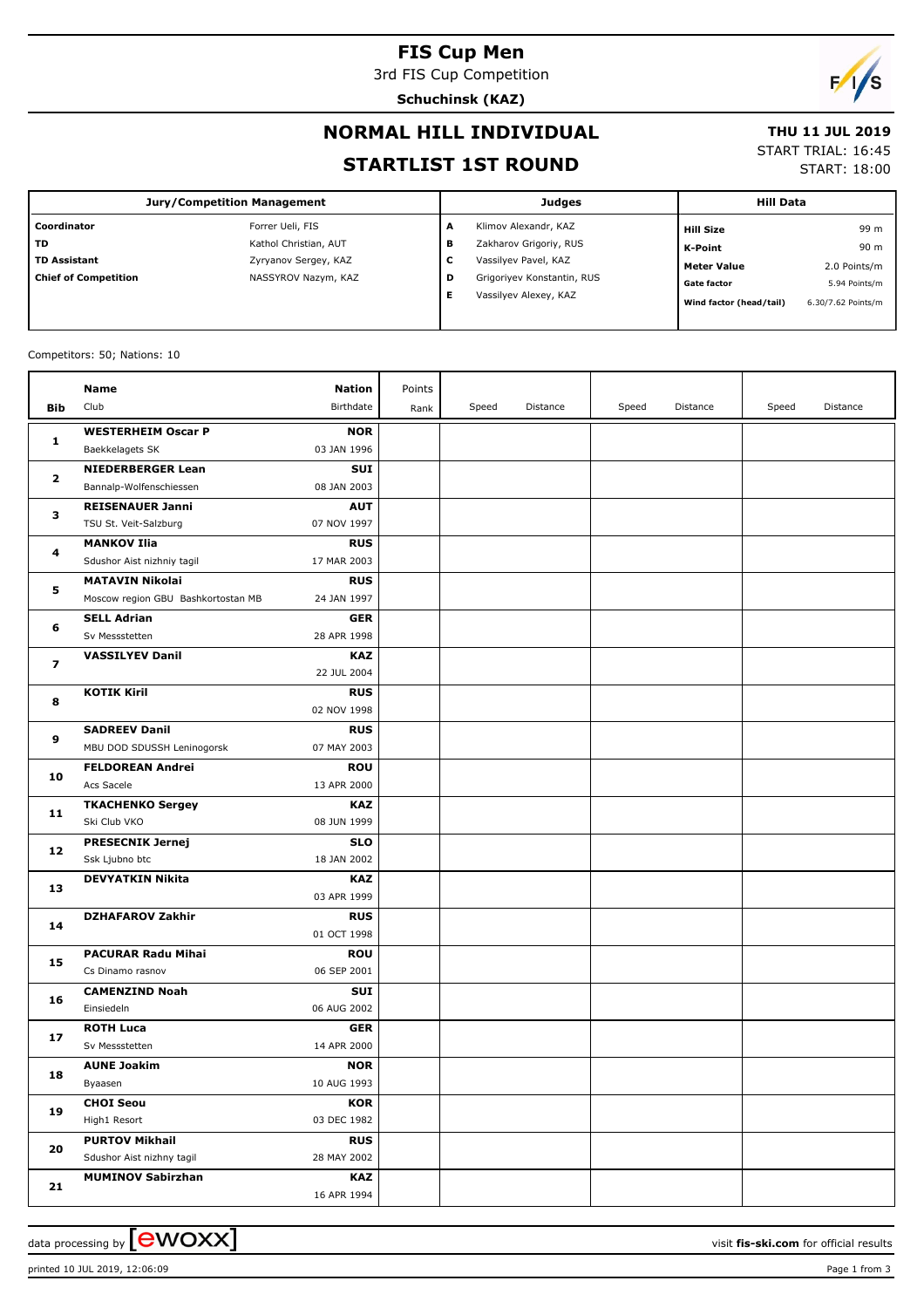# FIS Cup Men

3rd FIS Cup Competition

**Schuchinsk (KAZ)**

## NORMAL HILL INDIVIDUAL

## STARTLIST 1ST ROUND

**THU 11 JUL 2019**

START TRIAL: 16:45

START: 18:00

| Jury/Competition Management | | Judges | | Hill Data | |
|---|---|---|---|---|---|
| Coordinator | Forrer Ueli, FIS | A | Klimov Alexandr, KAZ | Hill Size | 99 m |
| TD | Kathol Christian, AUT | B | Zakharov Grigoriy, RUS | K-Point | 90 m |
| TD Assistant | Zyryanov Sergey, KAZ | C | Vassilyev Pavel, KAZ | Meter Value | 2.0 Points/m |
| Chief of Competition | NASSYROV Nazym, KAZ | D | Grigoriyev Konstantin, RUS | Gate factor | 5.94 Points/m |
| | | E | Vassilyev Alexey, KAZ | Wind factor (head/tail) | 6.30/7.62 Points/m |

Competitors: 50; Nations: 10

| Bib | Name / Club | Nation / Birthdate | Points / Rank | Speed | Distance | Speed | Distance | Speed | Distance |
|---|---|---|---|---|---|---|---|---|---|
| 1 | **WESTERHEIM Oscar P**<br>Baekkelagets SK | **NOR**<br>03 JAN 1996 | | | | | | | |
| 2 | **NIEDERBERGER Lean**<br>Bannalp-Wolfenschiessen | **SUI**<br>08 JAN 2003 | | | | | | | |
| 3 | **REISENAUER Janni**<br>TSU St. Veit-Salzburg | **AUT**<br>07 NOV 1997 | | | | | | | |
| 4 | **MANKOV Ilia**<br>Sdushor Aist nizhniy tagil | **RUS**<br>17 MAR 2003 | | | | | | | |
| 5 | **MATAVIN Nikolai**<br>Moscow region GBU Bashkortostan MB | **RUS**<br>24 JAN 1997 | | | | | | | |
| 6 | **SELL Adrian**<br>Sv Messstetten | **GER**<br>28 APR 1998 | | | | | | | |
| 7 | **VASSILYEV Danil** | **KAZ**<br>22 JUL 2004 | | | | | | | |
| 8 | **KOTIK Kiril** | **RUS**<br>02 NOV 1998 | | | | | | | |
| 9 | **SADREEV Danil**<br>MBU DOD SDUSSH Leninogorsk | **RUS**<br>07 MAY 2003 | | | | | | | |
| 10 | **FELDOREAN Andrei**<br>Acs Sacele | **ROU**<br>13 APR 2000 | | | | | | | |
| 11 | **TKACHENKO Sergey**<br>Ski Club VKO | **KAZ**<br>08 JUN 1999 | | | | | | | |
| 12 | **PRESECNIK Jernej**<br>Ssk Ljubno btc | **SLO**<br>18 JAN 2002 | | | | | | | |
| 13 | **DEVYATKIN Nikita** | **KAZ**<br>03 APR 1999 | | | | | | | |
| 14 | **DZHAFAROV Zakhir** | **RUS**<br>01 OCT 1998 | | | | | | | |
| 15 | **PACURAR Radu Mihai**<br>Cs Dinamo rasnov | **ROU**<br>06 SEP 2001 | | | | | | | |
| 16 | **CAMENZIND Noah**<br>Einsiedeln | **SUI**<br>06 AUG 2002 | | | | | | | |
| 17 | **ROTH Luca**<br>Sv Messstetten | **GER**<br>14 APR 2000 | | | | | | | |
| 18 | **AUNE Joakim**<br>Byaasen | **NOR**<br>10 AUG 1993 | | | | | | | |
| 19 | **CHOI Seou**<br>High1 Resort | **KOR**<br>03 DEC 1982 | | | | | | | |
| 20 | **PURTOV Mikhail**<br>Sdushor Aist nizhny tagil | **RUS**<br>28 MAY 2002 | | | | | | | |
| 21 | **MUMINOV Sabirzhan** | **KAZ**<br>16 APR 1994 | | | | | | | |

data processing by [ewoxx] visit **fis-ski.com** for official results

printed 10 JUL 2019, 12:06:09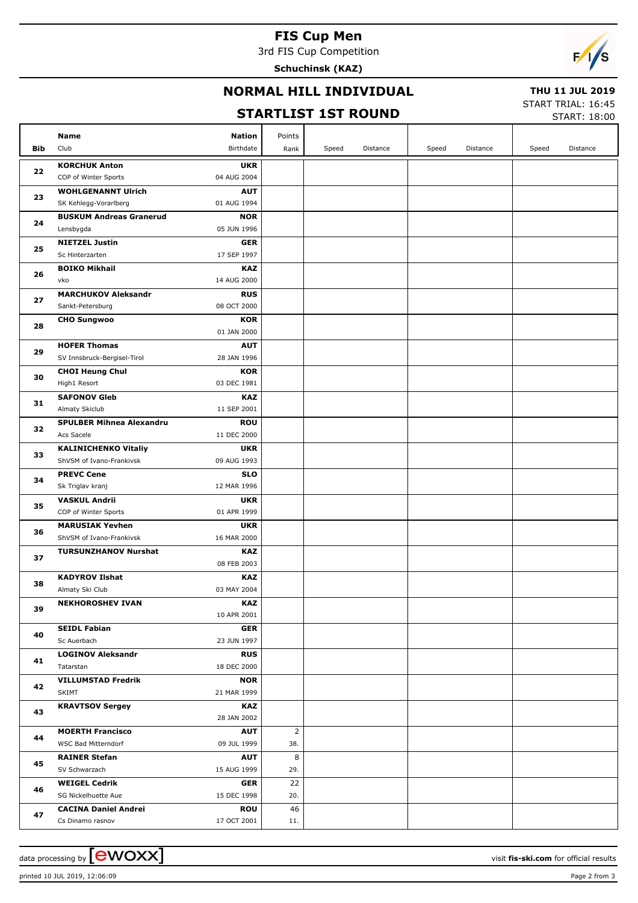# FIS Cup Men

3rd FIS Cup Competition

**Schuchinsk (KAZ)**

## NORMAL HILL INDIVIDUAL

## STARTLIST 1ST ROUND

**THU 11 JUL 2019**

START TRIAL: 16:45

START: 18:00

| Bib | Name / Club | Nation / Birthdate | Points / Rank | Speed | Distance | Speed | Distance | Speed | Distance |
|---|---|---|---|---|---|---|---|---|---|
| 22 | **KORCHUK Anton**<br>COP of Winter Sports | **UKR**<br>04 AUG 2004 | | | | | | | |
| 23 | **WOHLGENANNT Ulrich**<br>SK Kehlegg-Vorarlberg | **AUT**<br>01 AUG 1994 | | | | | | | |
| 24 | **BUSKUM Andreas Granerud**<br>Lensbygda | **NOR**<br>05 JUN 1996 | | | | | | | |
| 25 | **NIETZEL Justin**<br>Sc Hinterzarten | **GER**<br>17 SEP 1997 | | | | | | | |
| 26 | **BOIKO Mikhail**<br>vko | **KAZ**<br>14 AUG 2000 | | | | | | | |
| 27 | **MARCHUKOV Aleksandr**<br>Sankt-Petersburg | **RUS**<br>08 OCT 2000 | | | | | | | |
| 28 | **CHO Sungwoo** | **KOR**<br>01 JAN 2000 | | | | | | | |
| 29 | **HOFER Thomas**<br>SV Innsbruck-Bergisel-Tirol | **AUT**<br>28 JAN 1996 | | | | | | | |
| 30 | **CHOI Heung Chul**<br>High1 Resort | **KOR**<br>03 DEC 1981 | | | | | | | |
| 31 | **SAFONOV Gleb**<br>Almaty Skiclub | **KAZ**<br>11 SEP 2001 | | | | | | | |
| 32 | **SPULBER Mihnea Alexandru**<br>Acs Sacele | **ROU**<br>11 DEC 2000 | | | | | | | |
| 33 | **KALINICHENKO Vitaliy**<br>ShVSM of Ivano-Frankivsk | **UKR**<br>09 AUG 1993 | | | | | | | |
| 34 | **PREVC Cene**<br>Sk Triglav kranj | **SLO**<br>12 MAR 1996 | | | | | | | |
| 35 | **VASKUL Andrii**<br>COP of Winter Sports | **UKR**<br>01 APR 1999 | | | | | | | |
| 36 | **MARUSIAK Yevhen**<br>ShVSM of Ivano-Frankivsk | **UKR**<br>16 MAR 2000 | | | | | | | |
| 37 | **TURSUNZHANOV Nurshat** | **KAZ**<br>08 FEB 2003 | | | | | | | |
| 38 | **KADYROV Ilshat**<br>Almaty Ski Club | **KAZ**<br>03 MAY 2004 | | | | | | | |
| 39 | **NEKHOROSHEV IVAN** | **KAZ**<br>10 APR 2001 | | | | | | | |
| 40 | **SEIDL Fabian**<br>Sc Auerbach | **GER**<br>23 JUN 1997 | | | | | | | |
| 41 | **LOGINOV Aleksandr**<br>Tatarstan | **RUS**<br>18 DEC 2000 | | | | | | | |
| 42 | **VILLUMSTAD Fredrik**<br>SKIMT | **NOR**<br>21 MAR 1999 | | | | | | | |
| 43 | **KRAVTSOV Sergey** | **KAZ**<br>28 JAN 2002 | | | | | | | |
| 44 | **MOERTH Francisco**<br>WSC Bad Mitterndorf | **AUT**<br>09 JUL 1999 | 2<br>38. | | | | | | |
| 45 | **RAINER Stefan**<br>SV Schwarzach | **AUT**<br>15 AUG 1999 | 8<br>29. | | | | | | |
| 46 | **WEIGEL Cedrik**<br>SG Nickelhuette Aue | **GER**<br>15 DEC 1998 | 22<br>20. | | | | | | |
| 47 | **CACINA Daniel Andrei**<br>Cs Dinamo rasnov | **ROU**<br>17 OCT 2001 | 46<br>11. | | | | | | |

data processing by ewoxx — visit fis-ski.com for official results

printed 10 JUL 2019, 12:06:09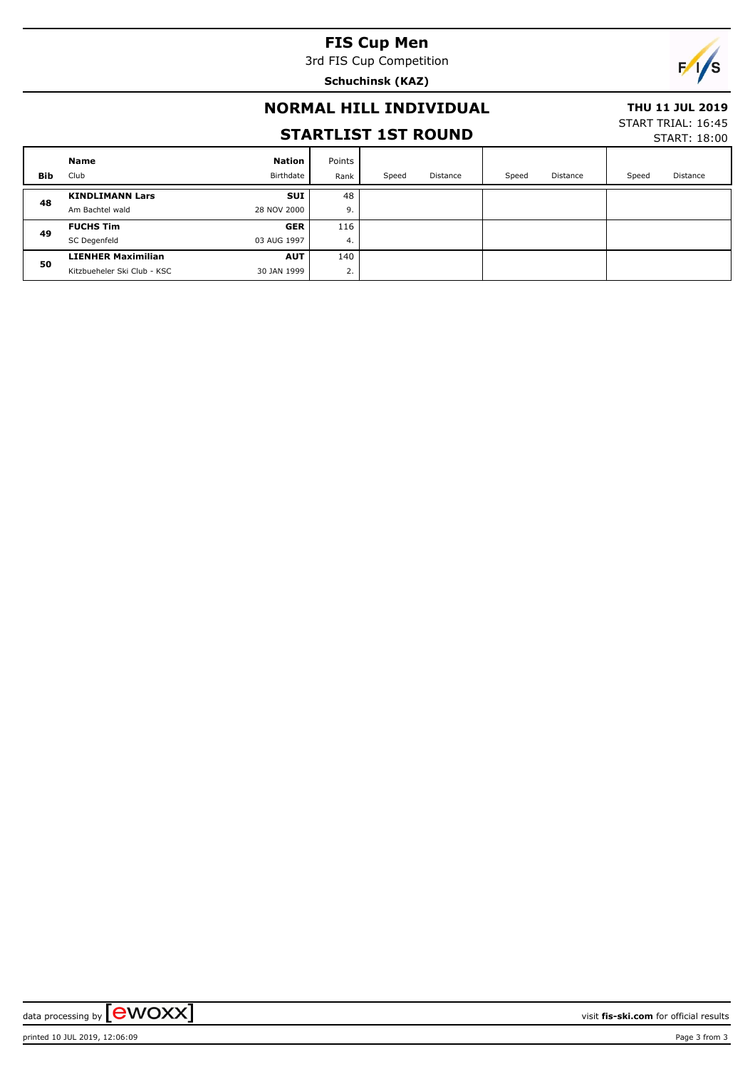# FIS Cup Men

3rd FIS Cup Competition

**Schuchinsk (KAZ)**

## NORMAL HILL INDIVIDUAL

**THU 11 JUL 2019**

START TRIAL: 16:45

## STARTLIST 1ST ROUND

START: 18:00

| Bib | Name / Club | Nation / Birthdate | Points / Rank | Speed | Distance | Speed | Distance | Speed | Distance |
|---|---|---|---|---|---|---|---|---|---|
| 48 | **KINDLIMANN Lars**<br>Am Bachtel wald | **SUI**<br>28 NOV 2000 | 48<br>9. | | | | | | |
| 49 | **FUCHS Tim**<br>SC Degenfeld | **GER**<br>03 AUG 1997 | 116<br>4. | | | | | | |
| 50 | **LIENHER Maximilian**<br>Kitzbueheler Ski Club - KSC | **AUT**<br>30 JAN 1999 | 140<br>2. | | | | | | |

data processing by [ewoxx]

visit **fis-ski.com** for official results

printed 10 JUL 2019, 12:06:09